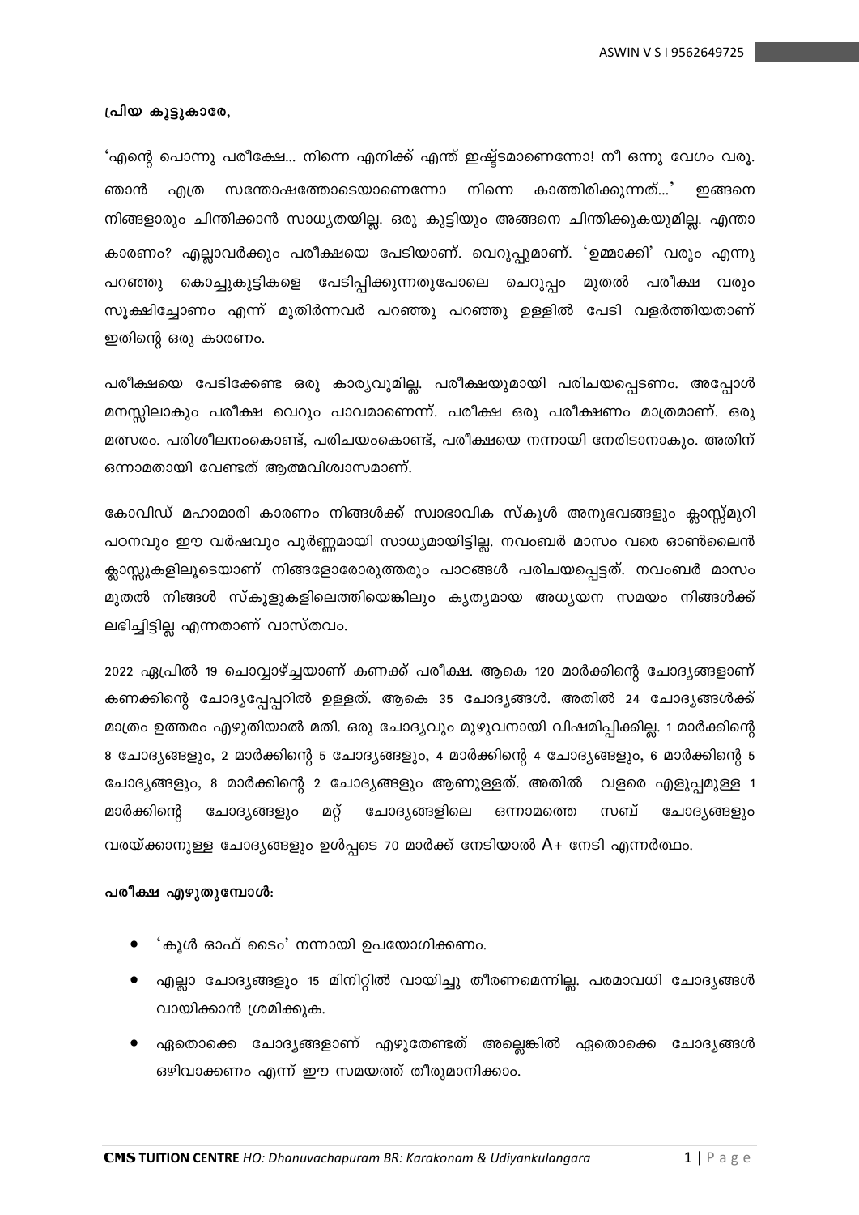**പ്രിയ കൂട്ടുകാരേ,**

'എന്റെ പൊന്നു പരീക്ഷേ... നിന്നെ എനിക്ക് എന്ത് ഇഷ്ട്ടമാണെന്നോ! നീ ഒന്നു വേഗം വരൂ. ഞാൻ എത്ര സന്തോഷത്തോടെയാണെന്നോ നിന്നെ കാത്തിരിക്കുന്നത്...' ഇങ്ങനെ നിങ്ങളാരും ചിന്തിക്കാൻ സാധ്യതയില്ല. ഒരു കുട്ടിയും അങ്ങനെ ചിന്തിക്കുകയുമില്ല. എന്താ കാരണം? എല്ലാവർക്കും പരീക്ഷയെ പേടിയാണ്. വെറുപ്പുമാണ്. 'ഉമ്മാക്കി' വരും എന്നു പറഞ്ഞു കൊച്ചുകുട്ടികളെ പേടിപ്പിക്കുന്നതുപോലെ ചെറുപ്പം മുതൽ പരീക്ഷ വരും സൂക്ഷിച്ചോണം എന്ന് മുതിർന്നവർ പറഞ്ഞു പറഞ്ഞു ഉള്ളിൽ പേടി വളർത്തിയതാണ് ഇതിന്റെ ഒരു കാരണം.

പരീക്ഷയെ പേടിക്കേണ്ട ഒരു കാര്യവുമില്ല. പരീക്ഷയുമായി പരിചയപ്പെടണം. അപ്പോൾ മനസ്സിലാകും പരീക്ഷ വെറും പാവമാണെന്ന്. പരീക്ഷ ഒരു പരീക്ഷണം മാത്രമാണ്. ഒരു മത്സരം. പരിശീലനംകൊണ്ട്, പരിചയംകൊണ്ട്, പരീക്ഷയെ നന്നായി നേരിടാനാകും. അതിന് ഒന്നാമതായി വേണ്ടത് ആത്മവിശ്വാസമാണ്.

കോവിഡ് മഹാമാരി കാരണം നിങ്ങൾക്ക് സ്വാഭാവിക സ്കൂൾ അനുഭവങ്ങളും ക്ലാസ്സ്മുറി പഠനവും ഈ വർഷവും പൂർണ്ണമായി സാധ്യമായിട്ടില്ല. നവംബർ മാസം വരെ ഓൺലൈൻ ക്ലാസ്സുകളിലൂടെയാണ് നിങ്ങളോരോരുത്തരും പാഠങ്ങൾ പരിചയപ്പെട്ടത്. നവംബർ മാസം മുതൽ നിങ്ങൾ സ്കൂളുകളിലെത്തിയെങ്കിലും കൃത്യമായ അധ്യയന സമയം നിങ്ങൾക്ക് ലഭിച്ചിട്ടില്ല എന്നതാണ് വാസ്തവം.

2022 ഏപ്രിൽ 19 ചൊവ്വാഴ്ച്ചയാണ് കണക്ക് പരീക്ഷ. ആകെ 120 മാർക്കിന്റെ ചോദ്യങ്ങളാണ് കണക്കിന്റെ ചോദ്യപ്പേപ്പറിൽ ഉള്ളത്. ആകെ 35 ചോദ്യങ്ങൾ. അതിൽ 24 ചോദ്യങ്ങൾക്ക് മാത്രം ഉത്തരം എഴുതിയാൽ മതി. ഒരു ചോദ്യവും മുഴുവനായി വിഷമിപ്പിക്കില്ല. 1 മാർക്കിന്റെ 8 ചോദ്യങ്ങളും, 2 മാർക്കിന്റെ 5 ചോദ്യങ്ങളും, 4 മാർക്കിന്റെ 4 ചോദ്യങ്ങളും, 6 മാർക്കിന്റെ 5 ചോദ്യങ്ങളും, 8 മാർക്കിന്റെ 2 ചോദ്യങ്ങളും ആണുള്ളത്. അതിൽ വളരെ എളുപ്പമുള്ള 1 മാർക്കിന്റെ ചോദ്യങ്ങളും മറ്റ് ചോദ്യങ്ങളിലെ ഒന്നാമത്തെ സബ് ചോദ്യങ്ങളും വരയ്ക്കാനുള്ള ചോദ്യങ്ങളും ഉൾപ്പടെ 70 മാർക്ക് നേടിയാൽ A+ നേടി എന്നർത്ഥം.

**പരീക്ഷ എഴുതുമ്പോൾ:**

- 'കൂൾ ഓഫ് ടൈം' നന്നായി ഉപയോഗിക്കണം.
- എല്ലാ ചോദ്യങ്ങളും 15 മിനിറ്റിൽ വായിച്ചു തീരണമെന്നില്ല. പരമാവധി ചോദ്യങ്ങൾ വായിക്കാൻ ശ്രമിക്കുക.
- ഏതൊക്കെ ചോദ്യങ്ങളാണ് എഴുതേണ്ടത് അല്ലെങ്കിൽ ഏതൊക്കെ ചോദ്യങ്ങൾ ഒഴിവാക്കണം എന്ന് ഈ സമയത്ത് തീരുമാനിക്കാം.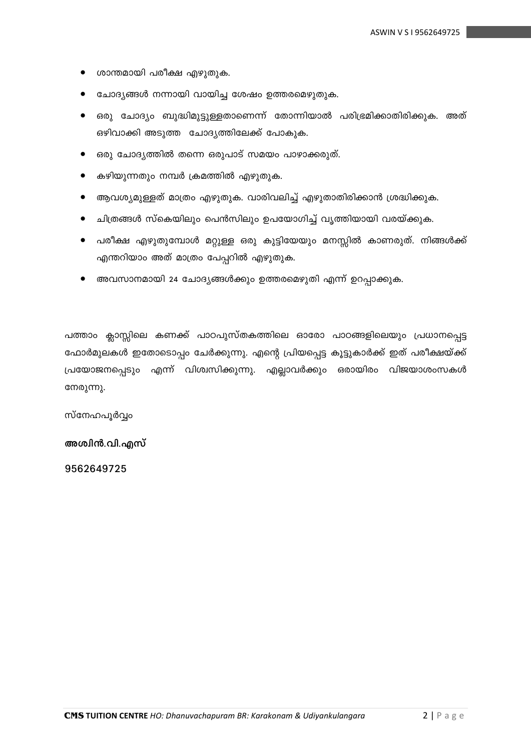- ശാന്തമായി പരീക്ഷ എഴുതുക.
- ചോദ്യങ്ങൾ നന്നായി വായിച്ച ശേഷം ഉത്തരമെഴുതുക.
- ഒരു ചോദ്യം ബുദ്ധിമുട്ടുള്ളതാണെന്ന് തോന്നിയാൽ പരിഭ്രമിക്കാതിരിക്കുക. അത് ഒഴിവാക്കി അടുത്ത ചോദ്യത്തിലേക്ക് പോകുക.
- ഒരു ചോദ്യത്തിൽ തന്നെ ഒരുപാട് സമയം പാഴാക്കരുത്.
- കഴിയുന്നതും നമ്പർ ക്രമത്തിൽ എഴുതുക.
- ആവശ്യമുള്ളത് മാത്രം എഴുതുക. വാരിവലിച്ച് എഴുതാതിരിക്കാൻ ശ്രദ്ധിക്കുക.
- ചിത്രങ്ങൾ സ്കെയിലും പെൻസിലും ഉപയോഗിച്ച് വൃത്തിയായി വരയ്ക്കുക.
- പരീക്ഷ എഴുതുമ്പോൾ മറ്റുള്ള ഒരു കുട്ടിയേയും മനസ്സിൽ കാണരുത്. നിങ്ങൾക്ക് എന്തറിയാം അത് മാത്രം പേപ്പറിൽ എഴുതുക.
- അവസാനമായി 24 ചോദ്യങ്ങൾക്കും ഉത്തരമെഴുതി എന്ന് ഉറപ്പാക്കുക.

പത്താം ക്ലാസ്സിലെ കണക്ക് പാഠപുസ്തകത്തിലെ ഓരോ പാഠങ്ങളിലെയും പ്രധാനപ്പെട്ട ഫോർമുലകൾ ഇതോടൊപ്പം ചേർക്കുന്നു. എന്റെ പ്രിയപ്പെട്ട കൂട്ടുകാർക്ക് ഇത് പരീക്ഷയ്ക്ക് പ്രയോജനപ്പെടും എന്ന് വിശ്വസിക്കുന്നു. എല്ലാവർക്കും ഒരായിരം വിജയാശംസകൾ നേരുന്നു.

സ്നേഹപൂർവ്വം

**അശ്വിൻ.വി.എസ്**

**9562649725**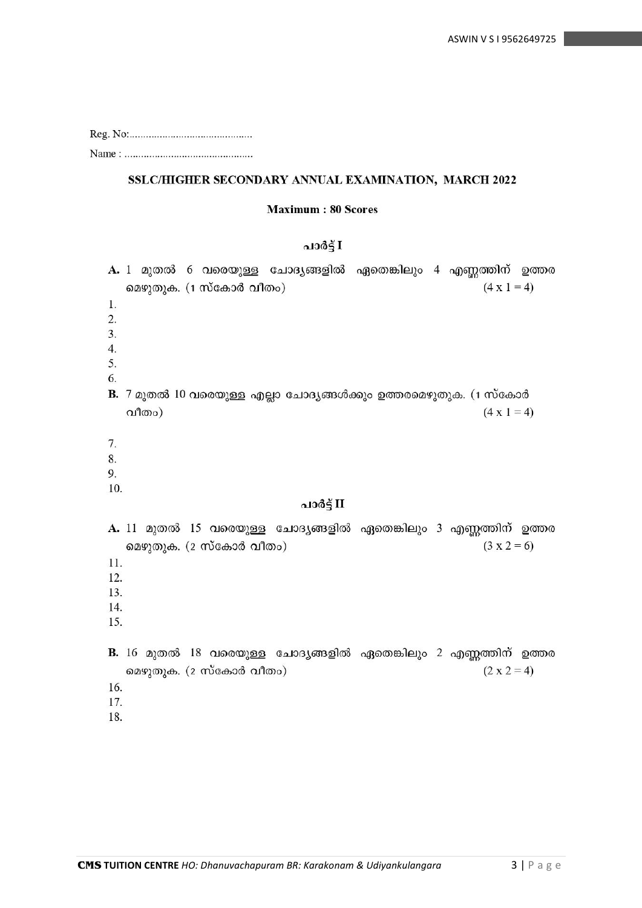Reg. No:...........................................

Name : ..............................................

## SSLC/HIGHER SECONDARY ANNUAL EXAMINATION, MARCH 2022

**Maximum : 80 Scores**

### പാർട്ട് I

**A.** 1 മുതൽ 6 വരെയുള്ള ചോദ്യങ്ങളിൽ ഏതെങ്കിലും 4 എണ്ണത്തിന് ഉത്തര മെഴുതുക. (1 സ്കോർ വീതം) (4 x 1 = 4)

1.
2.
3.
4.
5.
6.

**B.** 7 മുതൽ 10 വരെയുള്ള എല്ലാ ചോദ്യങ്ങൾക്കും ഉത്തരമെഴുതുക. (1 സ്കോർ വീതം) (4 x 1 = 4)

7.
8.
9.
10.

### പാർട്ട് II

**A.** 11 മുതൽ 15 വരെയുള്ള ചോദ്യങ്ങളിൽ ഏതെങ്കിലും 3 എണ്ണത്തിന് ഉത്തര മെഴുതുക. (2 സ്കോർ വീതം) (3 x 2 = 6)

11.
12.
13.
14.
15.

**B.** 16 മുതൽ 18 വരെയുള്ള ചോദ്യങ്ങളിൽ ഏതെങ്കിലും 2 എണ്ണത്തിന് ഉത്തര മെഴുതുക. (2 സ്കോർ വീതം) (2 x 2 = 4)

16.
17.
18.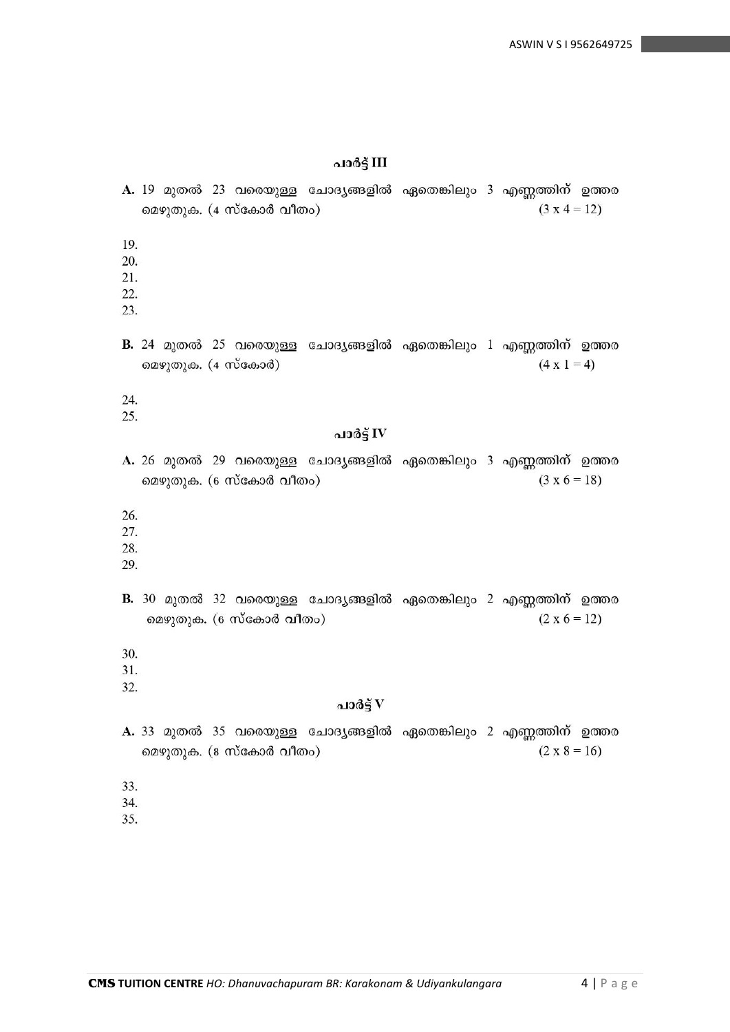## പാർട്ട് III

**A.** 19 മുതൽ 23 വരെയുള്ള ചോദ്യങ്ങളിൽ ഏതെങ്കിലും 3 എണ്ണത്തിന് ഉത്തരമെഴുതുക. (4 സ്കോർ വീതം) (3 x 4 = 12)

19.
20.
21.
22.
23.

**B.** 24 മുതൽ 25 വരെയുള്ള ചോദ്യങ്ങളിൽ ഏതെങ്കിലും 1 എണ്ണത്തിന് ഉത്തരമെഴുതുക. (4 സ്കോർ) (4 x 1 = 4)

24.
25.

## പാർട്ട് IV

**A.** 26 മുതൽ 29 വരെയുള്ള ചോദ്യങ്ങളിൽ ഏതെങ്കിലും 3 എണ്ണത്തിന് ഉത്തരമെഴുതുക. (6 സ്കോർ വീതം) (3 x 6 = 18)

26.
27.
28.
29.

**B.** 30 മുതൽ 32 വരെയുള്ള ചോദ്യങ്ങളിൽ ഏതെങ്കിലും 2 എണ്ണത്തിന് ഉത്തരമെഴുതുക. (6 സ്കോർ വീതം) (2 x 6 = 12)

30.
31.
32.

## പാർട്ട് V

**A.** 33 മുതൽ 35 വരെയുള്ള ചോദ്യങ്ങളിൽ ഏതെങ്കിലും 2 എണ്ണത്തിന് ഉത്തരമെഴുതുക. (8 സ്കോർ വീതം) (2 x 8 = 16)

33.
34.
35.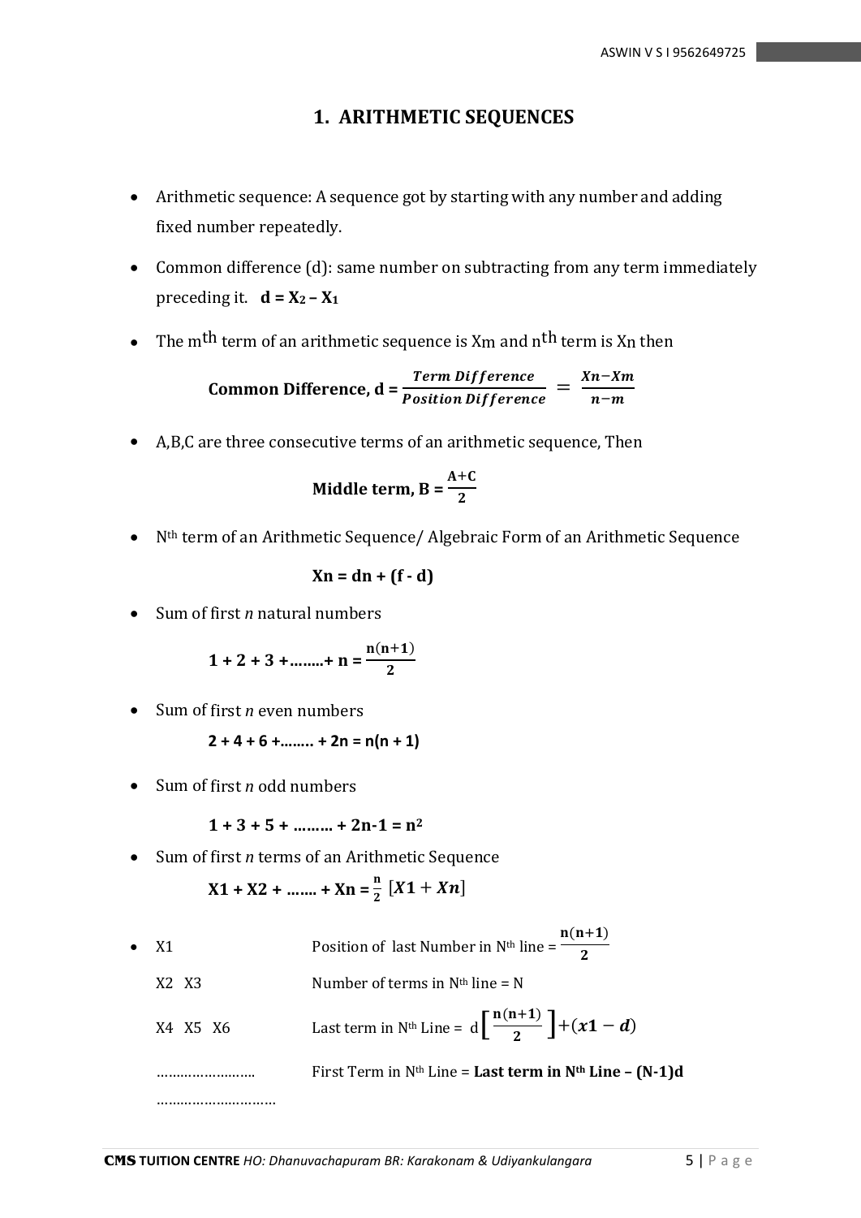# 1. ARITHMETIC SEQUENCES

- Arithmetic sequence: A sequence got by starting with any number and adding fixed number repeatedly.
- Common difference (d): same number on subtracting from any term immediately preceding it. $\mathbf{d = X_2 - X_1}$
- The m$^{th}$ term of an arithmetic sequence is $X_m$ and n$^{th}$ term is $X_n$ then

$$\textbf{Common Difference, d} = \frac{\textit{Term Difference}}{\textit{Position Difference}} = \frac{Xn - Xm}{n - m}$$

- A,B,C are three consecutive terms of an arithmetic sequence, Then

$$\textbf{Middle term, B} = \frac{A+C}{2}$$

- N$^{th}$ term of an Arithmetic Sequence/ Algebraic Form of an Arithmetic Sequence

$$\mathbf{Xn = dn + (f - d)}$$

- Sum of first *n* natural numbers

$$\mathbf{1 + 2 + 3 + \ldots\ldots + n = \frac{n(n+1)}{2}}$$

- Sum of first *n* even numbers

$$\mathbf{2 + 4 + 6 + \ldots\ldots + 2n = n(n + 1)}$$

- Sum of first *n* odd numbers

$$\mathbf{1 + 3 + 5 + \ldots\ldots + 2n\text{-}1 = n^2}$$

- Sum of first *n* terms of an Arithmetic Sequence

$$\mathbf{X1 + X2 + \ldots\ldots + Xn = \frac{n}{2}\,[X1 + Xn]}$$

- X1 &nbsp;&nbsp;&nbsp;&nbsp;&nbsp;&nbsp;&nbsp;&nbsp;&nbsp;&nbsp; Position of last Number in N$^{th}$ line = $\frac{\mathbf{n(n+1)}}{\mathbf{2}}$

  X2 X3 &nbsp;&nbsp;&nbsp;&nbsp;&nbsp; Number of terms in N$^{th}$ line = N

  X4 X5 X6 &nbsp;&nbsp; Last term in N$^{th}$ Line = $d\left[\frac{\mathbf{n(n+1)}}{\mathbf{2}}\right] + (\boldsymbol{x1 - d})$

  …………………… &nbsp;&nbsp; First Term in N$^{th}$ Line = **Last term in N$^{th}$ Line – (N-1)d**

  …………………………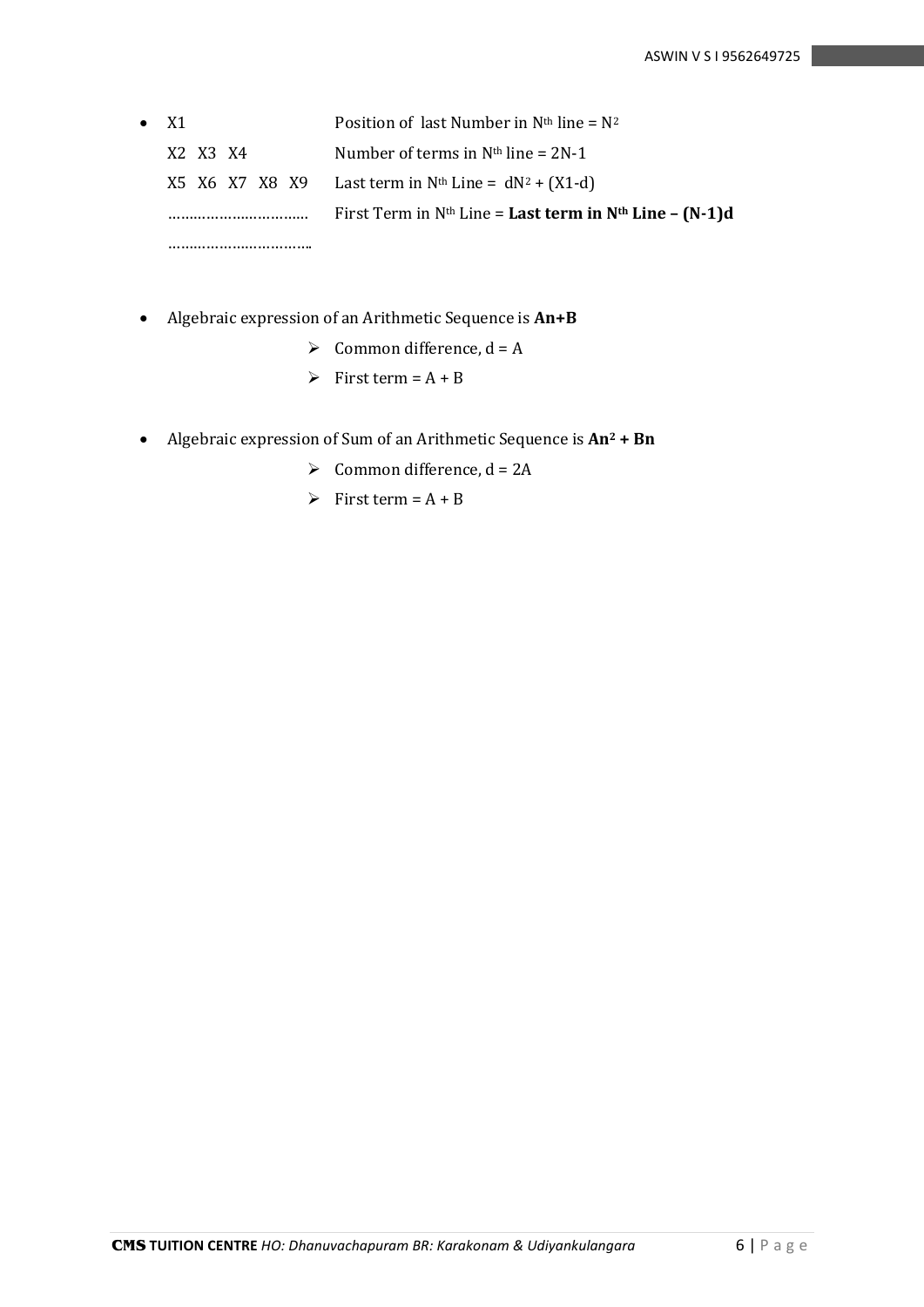- $X1$
  $X2 \;\; X3 \;\; X4$
  $X5 \;\; X6 \;\; X7 \;\; X8 \;\; X9$
  ……………………………
  ……………………………..

  Position of last Number in $N^{th}$ line = $N^2$

  Number of terms in $N^{th}$ line = $2N-1$

  Last term in $N^{th}$ Line = $dN^2 + (X1-d)$

  First Term in $N^{th}$ Line = **Last term in $N^{th}$ Line – $(N-1)d$**

- Algebraic expression of an Arithmetic Sequence is **$An+B$**
  - Common difference, $d = A$
  - First term = $A + B$

- Algebraic expression of Sum of an Arithmetic Sequence is **$An^2 + Bn$**
  - Common difference, $d = 2A$
  - First term = $A + B$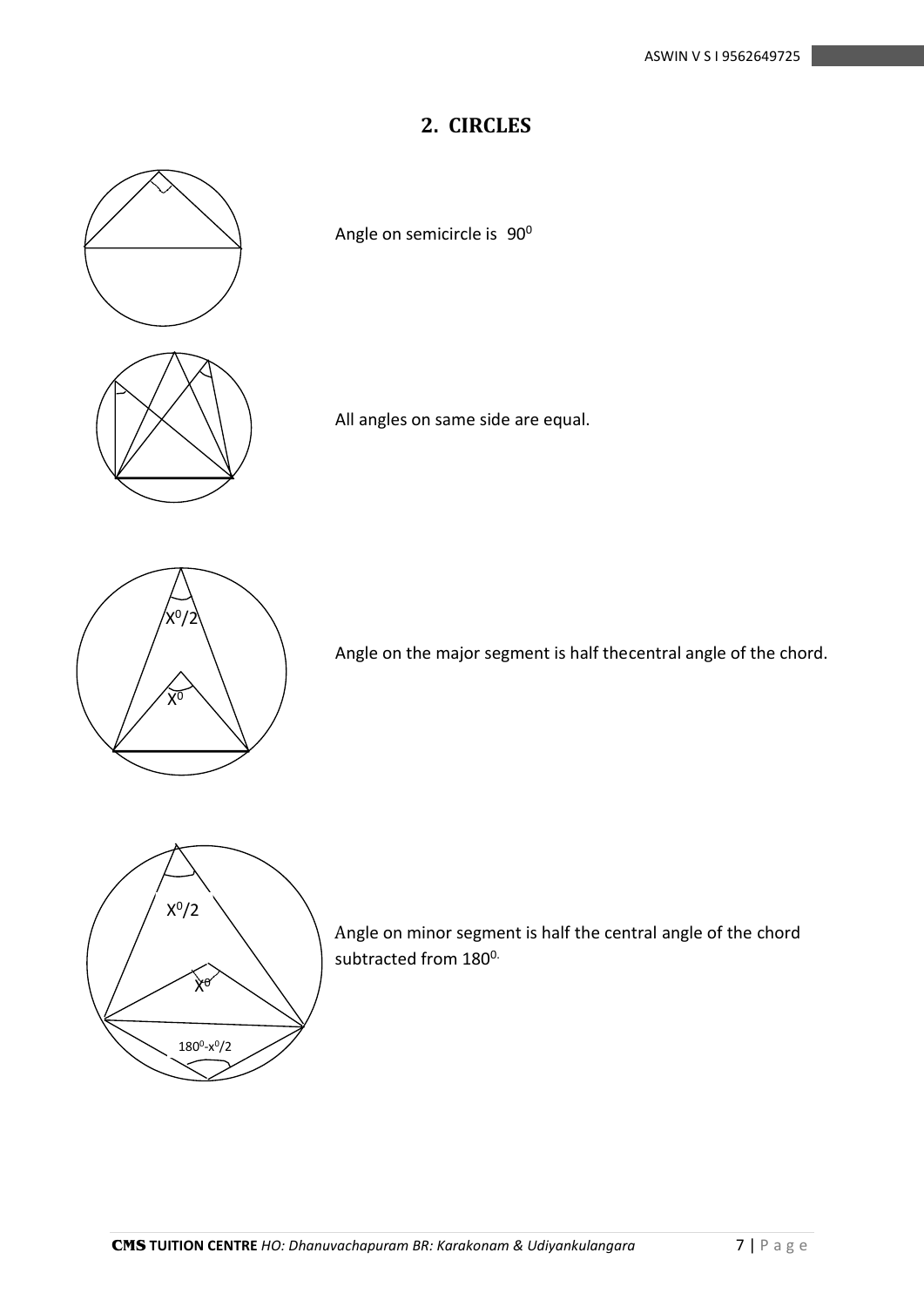## 2. CIRCLES

Angle on semicircle is $90^0$

All angles on same side are equal.

Angle on the major segment is half thecentral angle of the chord.

Angle on minor segment is half the central angle of the chord subtracted from $180^0$.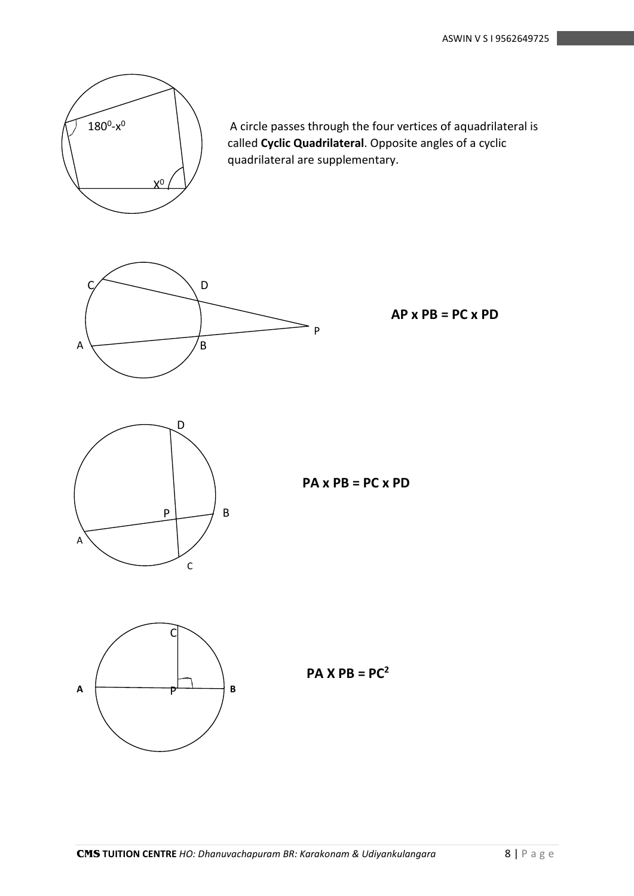A circle passes through the four vertices of aquadrilateral is called **Cyclic Quadrilateral**. Opposite angles of a cyclic quadrilateral are supplementary.

**AP x PB = PC x PD**

**PA x PB = PC x PD**

**PA X PB = $PC^2$**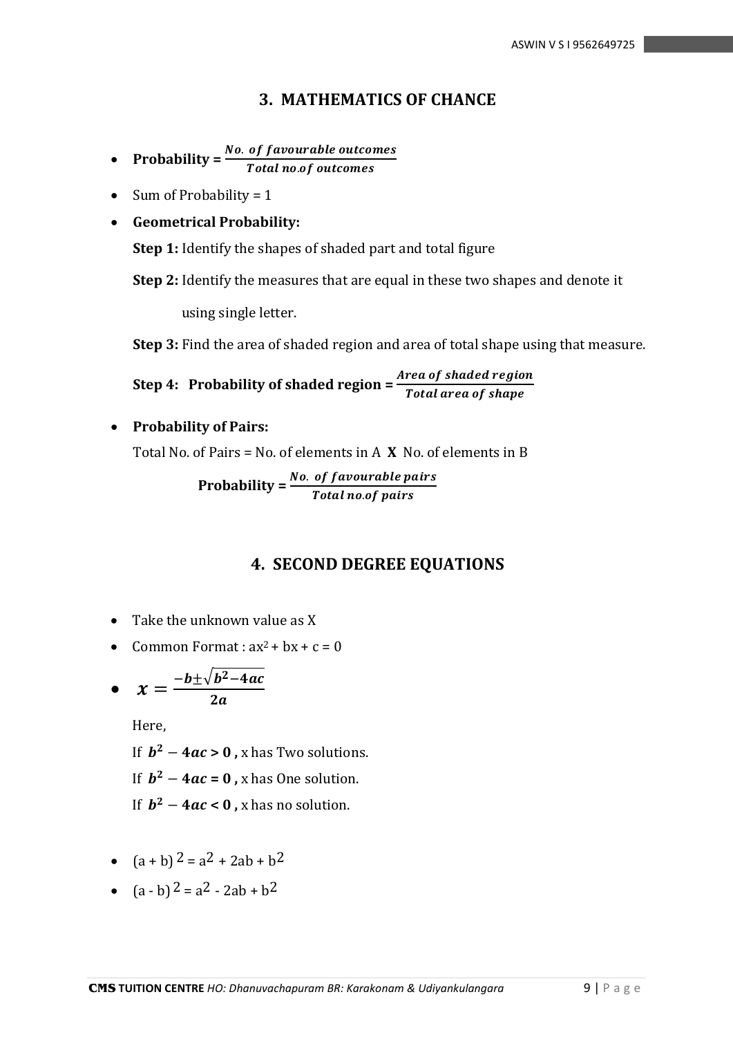## 3. MATHEMATICS OF CHANCE

- **Probability =** $\frac{\textit{No. of favourable outcomes}}{\textit{Total no.of outcomes}}$
- Sum of Probability = 1
- **Geometrical Probability:**

  **Step 1:** Identify the shapes of shaded part and total figure

  **Step 2:** Identify the measures that are equal in these two shapes and denote it using single letter.

  **Step 3:** Find the area of shaded region and area of total shape using that measure.

  **Step 4: Probability of shaded region =** $\frac{\textit{Area of shaded region}}{\textit{Total area of shape}}$

- **Probability of Pairs:**

  Total No. of Pairs = No. of elements in A **X** No. of elements in B

  **Probability =** $\frac{\textit{No. of favourable pairs}}{\textit{Total no.of pairs}}$

## 4. SECOND DEGREE EQUATIONS

- Take the unknown value as X
- Common Format : $ax^2 + bx + c = 0$
- $x = \frac{-b \pm \sqrt{b^2 - 4ac}}{2a}$

  Here,

  If $b^2 - 4ac > 0$ **,** x has Two solutions.

  If $b^2 - 4ac = 0$ **,** x has One solution.

  If $b^2 - 4ac < 0$ **,** x has no solution.

- $(a + b)^2 = a^2 + 2ab + b^2$
- $(a - b)^2 = a^2 - 2ab + b^2$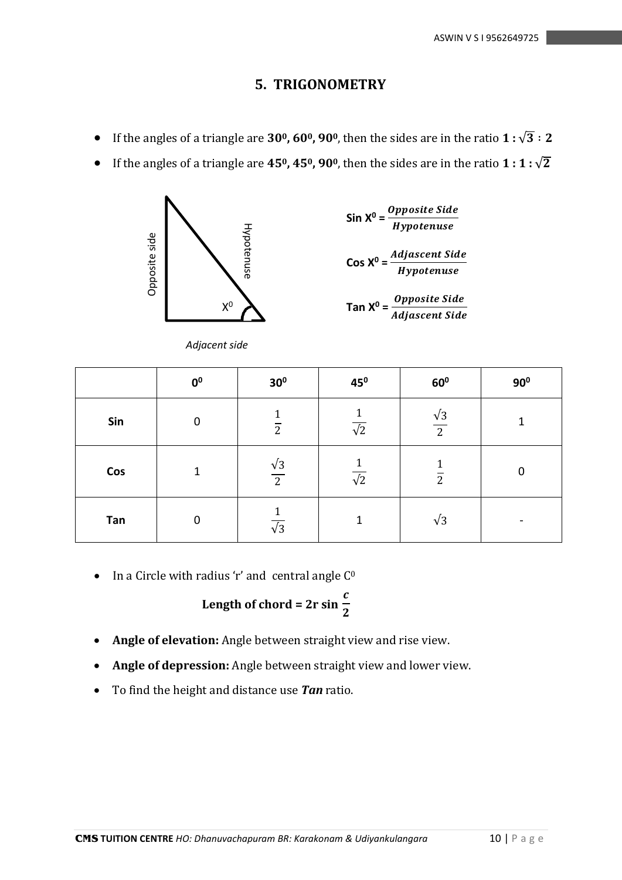## 5. TRIGONOMETRY

- If the angles of a triangle are **$30^0$, $60^0$, $90^0$**, then the sides are in the ratio **$1 : \sqrt{3} : 2$**
- If the angles of a triangle are **$45^0$, $45^0$, $90^0$**, then the sides are in the ratio **$1 : 1 : \sqrt{2}$**

Opposite side

Hypotenuse

$X^0$

*Adjacent side*

**$\text{Sin } X^0 = \dfrac{\textit{Opposite Side}}{\textit{Hypotenuse}}$**

**$\text{Cos } X^0 = \dfrac{\textit{Adjascent Side}}{\textit{Hypotenuse}}$**

**$\text{Tan } X^0 = \dfrac{\textit{Opposite Side}}{\textit{Adjascent Side}}$**

| | $0^0$ | $30^0$ | $45^0$ | $60^0$ | $90^0$ |
|---|---|---|---|---|---|
| **Sin** | 0 | $\frac{1}{2}$ | $\frac{1}{\sqrt{2}}$ | $\frac{\sqrt{3}}{2}$ | 1 |
| **Cos** | 1 | $\frac{\sqrt{3}}{2}$ | $\frac{1}{\sqrt{2}}$ | $\frac{1}{2}$ | 0 |
| **Tan** | 0 | $\frac{1}{\sqrt{3}}$ | 1 | $\sqrt{3}$ | - |

- In a Circle with radius 'r' and central angle $C^0$

$$\textbf{Length of chord} = 2r \sin \frac{c}{2}$$

- **Angle of elevation:** Angle between straight view and rise view.
- **Angle of depression:** Angle between straight view and lower view.
- To find the height and distance use ***Tan*** ratio.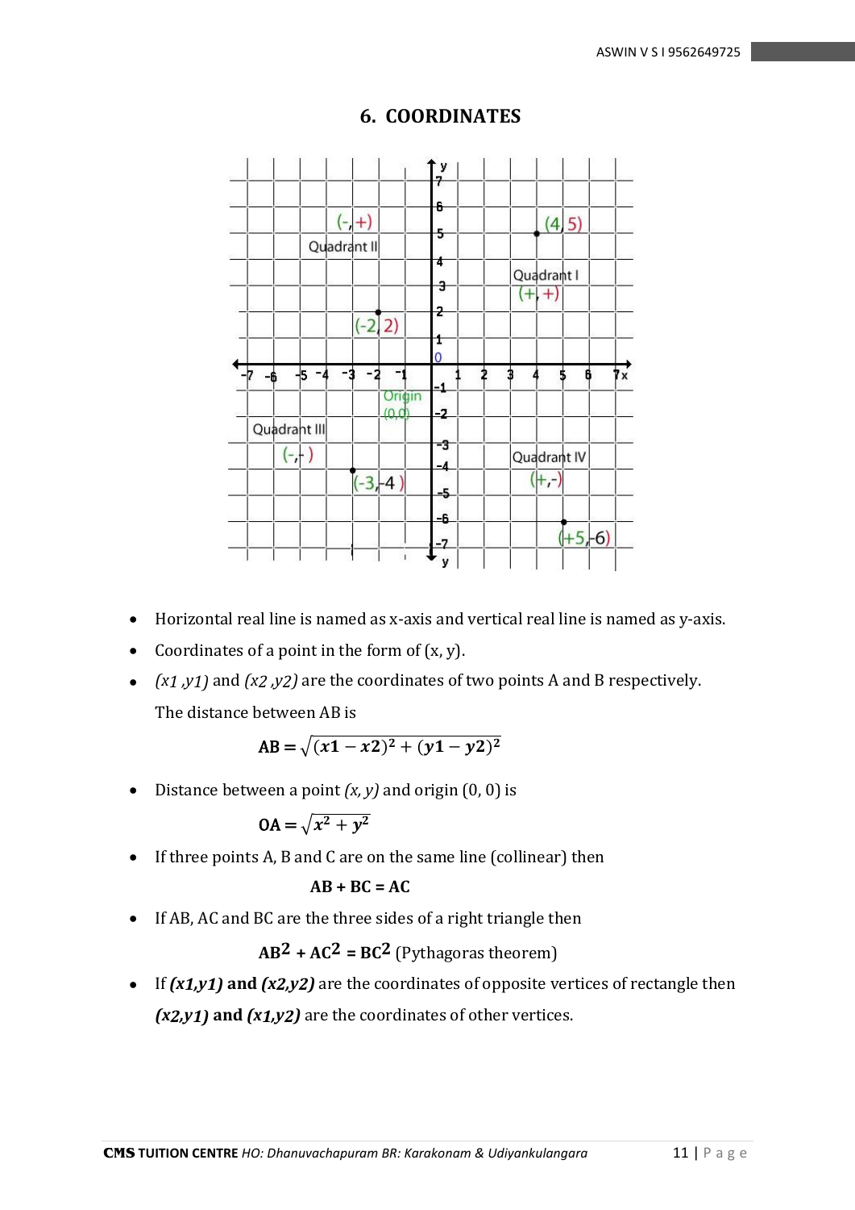# 6. COORDINATES

- Horizontal real line is named as x-axis and vertical real line is named as y-axis.
- Coordinates of a point in the form of (x, y).
- *(x1 ,y1)* and *(x2 ,y2)* are the coordinates of two points A and B respectively.

  The distance between AB is

$$\mathbf{AB} = \sqrt{(x1 - x2)^2 + (y1 - y2)^2}$$

- Distance between a point *(x, y)* and origin (0, 0) is

$$\mathbf{OA} = \sqrt{x^2 + y^2}$$

- If three points A, B and C are on the same line (collinear) then

  **AB + BC = AC**

- If AB, AC and BC are the three sides of a right triangle then

  $\mathbf{AB^2 + AC^2 = BC^2}$ (Pythagoras theorem)

- If ***(x1,y1)* and *(x2,y2)*** are the coordinates of opposite vertices of rectangle then ***(x2,y1)* and *(x1,y2)*** are the coordinates of other vertices.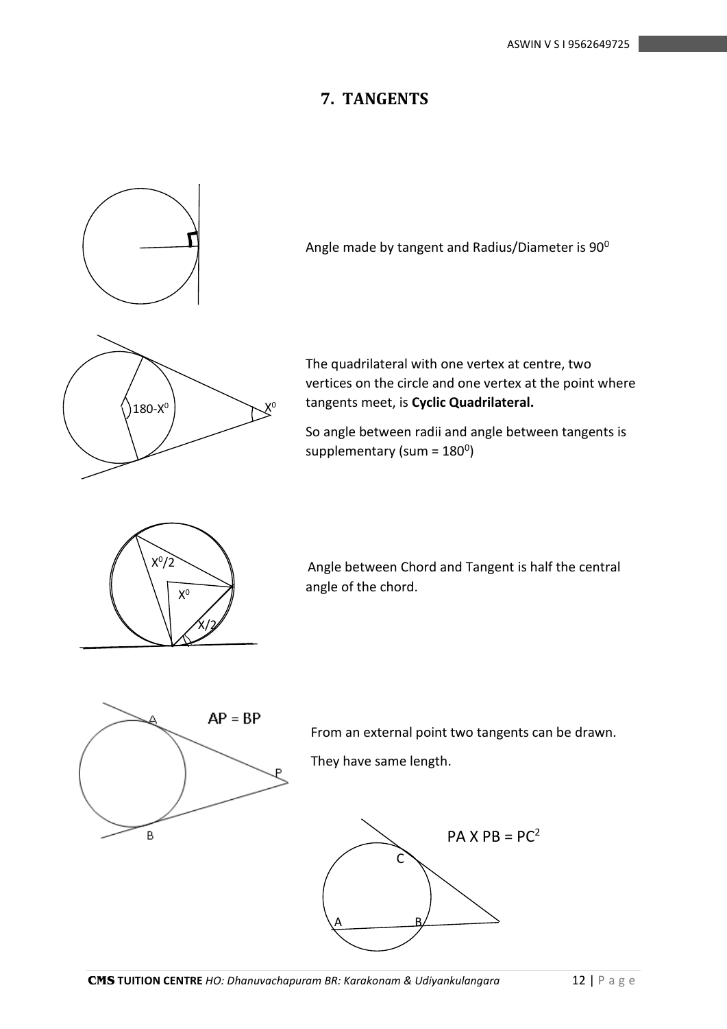# 7. TANGENTS

Angle made by tangent and Radius/Diameter is $90^0$

$180-X^0$ $X^0$

The quadrilateral with one vertex at centre, two vertices on the circle and one vertex at the point where tangents meet, is **Cyclic Quadrilateral.**

So angle between radii and angle between tangents is supplementary (sum = $180^0$)

$X^0/2$ $X^0$ $X/2$

Angle between Chord and Tangent is half the central angle of the chord.

AP = BP

From an external point two tangents can be drawn.

They have same length.

$PA \times PB = PC^2$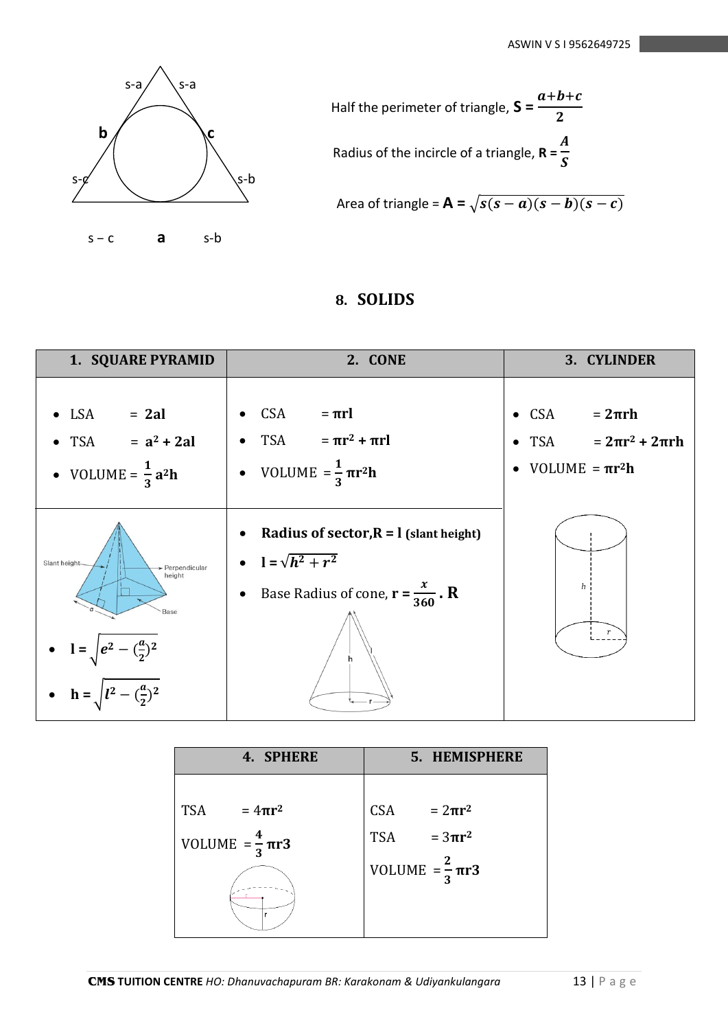Half the perimeter of triangle, $S = \frac{a+b+c}{2}$

Radius of the incircle of a triangle, $R = \frac{A}{S}$

Area of triangle = $A = \sqrt{s(s-a)(s-b)(s-c)}$

## 8. SOLIDS

| 1. SQUARE PYRAMID | 2. CONE | 3. CYLINDER |
|---|---|---|
| • LSA = **2al**<br>• TSA = $a^2 + 2al$<br>• VOLUME = $\frac{1}{3}a^2h$ | • CSA = $\pi rl$<br>• TSA = $\pi r^2 + \pi rl$<br>• VOLUME = $\frac{1}{3}\pi r^2 h$ | • CSA = $2\pi rh$<br>• TSA = $2\pi r^2 + 2\pi rh$<br>• VOLUME = $\pi r^2 h$ |
| • $l = \sqrt{e^2 - (\frac{a}{2})^2}$<br>• $h = \sqrt{l^2 - (\frac{a}{2})^2}$ | • **Radius of sector, R = l (slant height)**<br>• $l = \sqrt{h^2 + r^2}$<br>• Base Radius of cone, $r = \frac{x}{360} \cdot R$ | |

| 4. SPHERE | 5. HEMISPHERE |
|---|---|
| TSA = $4\pi r^2$<br>VOLUME = $\frac{4}{3}\pi r3$ | CSA = $2\pi r^2$<br>TSA = $3\pi r^2$<br>VOLUME = $\frac{2}{3}\pi r3$ |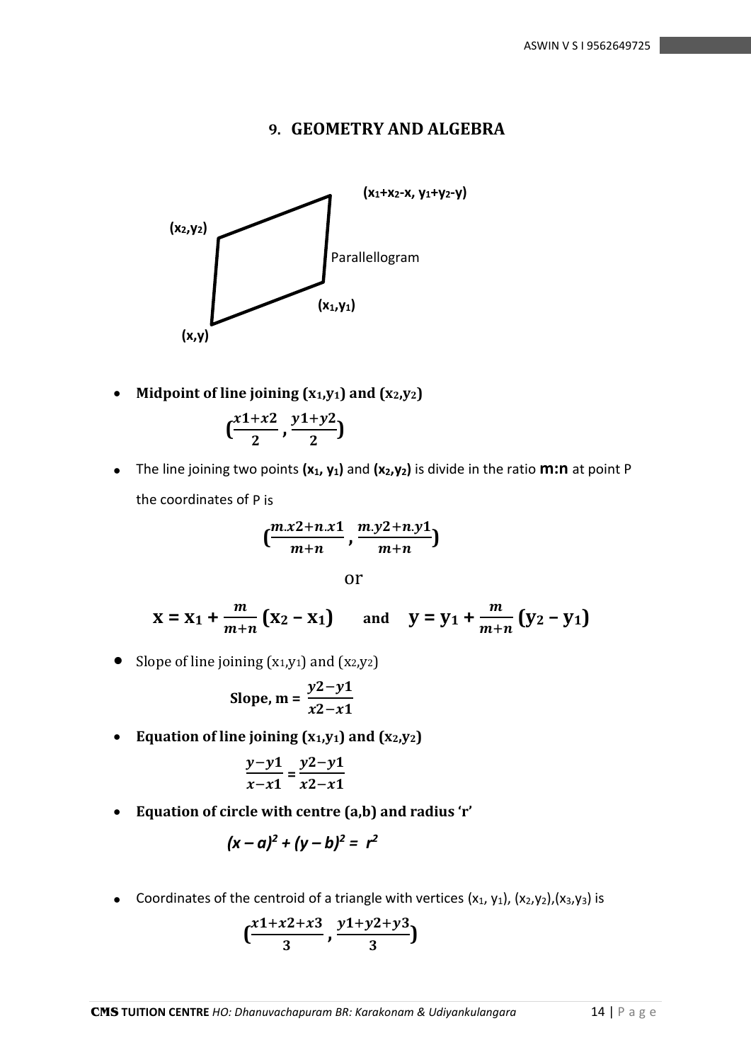# 9. GEOMETRY AND ALGEBRA

$(x_2,y_2)$ $(x_1+x_2-x, y_1+y_2-y)$

Parallellogram

$(x,y)$ $(x_1,y_1)$

- **Midpoint of line joining $(x_1,y_1)$ and $(x_2,y_2)$**

$$\left(\frac{x1+x2}{2}, \frac{y1+y2}{2}\right)$$

- The line joining two points $(x_1, y_1)$ and $(x_2,y_2)$ is divide in the ratio **m:n** at point P the coordinates of P is

$$\left(\frac{m.x2+n.x1}{m+n}, \frac{m.y2+n.y1}{m+n}\right)$$

or

$$x = x_1 + \frac{m}{m+n}(x_2 - x_1) \quad \text{and} \quad y = y_1 + \frac{m}{m+n}(y_2 - y_1)$$

- Slope of line joining $(x_1,y_1)$ and $(x_2,y_2)$

$$\textbf{Slope, m} = \frac{y2-y1}{x2-x1}$$

- **Equation of line joining $(x_1,y_1)$ and $(x_2,y_2)$**

$$\frac{y-y1}{x-x1} = \frac{y2-y1}{x2-x1}$$

- **Equation of circle with centre (a,b) and radius 'r'**

$$(x-a)^2 + (y-b)^2 = r^2$$

- Coordinates of the centroid of a triangle with vertices $(x_1, y_1)$, $(x_2,y_2)$,$(x_3,y_3)$ is

$$\left(\frac{x1+x2+x3}{3}, \frac{y1+y2+y3}{3}\right)$$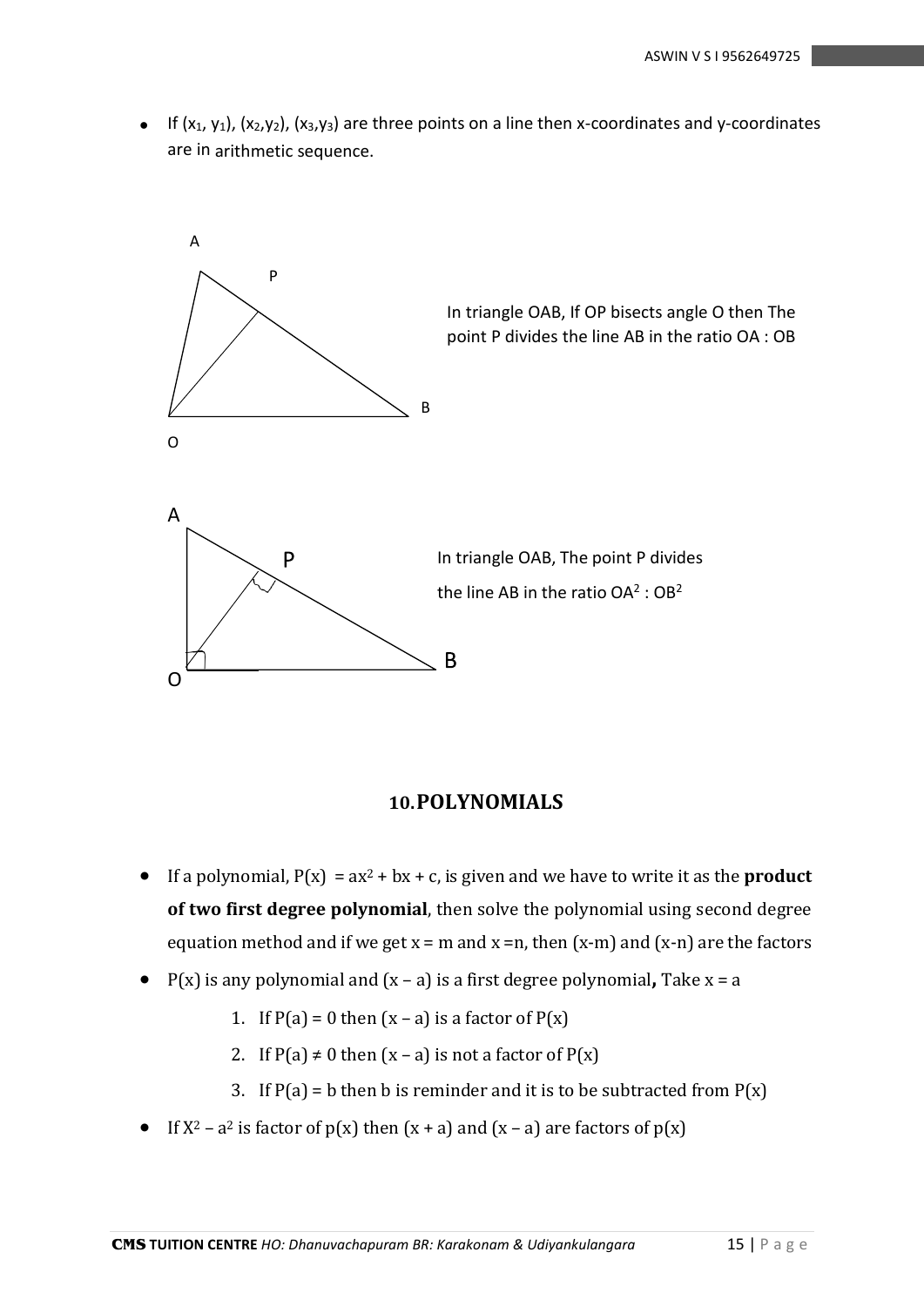- If $(x_1, y_1)$, $(x_2,y_2)$, $(x_3,y_3)$ are three points on a line then x-coordinates and y-coordinates are in arithmetic sequence.

In triangle OAB, If OP bisects angle O then The point P divides the line AB in the ratio OA : OB

In triangle OAB, The point P divides the line AB in the ratio $OA^2 : OB^2$

## 10.POLYNOMIALS

- If a polynomial, $P(x) = ax^2 + bx + c$, is given and we have to write it as the **product of two first degree polynomial**, then solve the polynomial using second degree equation method and if we get $x = m$ and $x = n$, then $(x-m)$ and $(x-n)$ are the factors
- $P(x)$ is any polynomial and $(x – a)$ is a first degree polynomial**,** Take $x = a$
  1. If $P(a) = 0$ then $(x – a)$ is a factor of $P(x)$
  2. If $P(a) \neq 0$ then $(x – a)$ is not a factor of $P(x)$
  3. If $P(a) = b$ then b is reminder and it is to be subtracted from $P(x)$
- If $X^2 – a^2$ is factor of $p(x)$ then $(x + a)$ and $(x – a)$ are factors of $p(x)$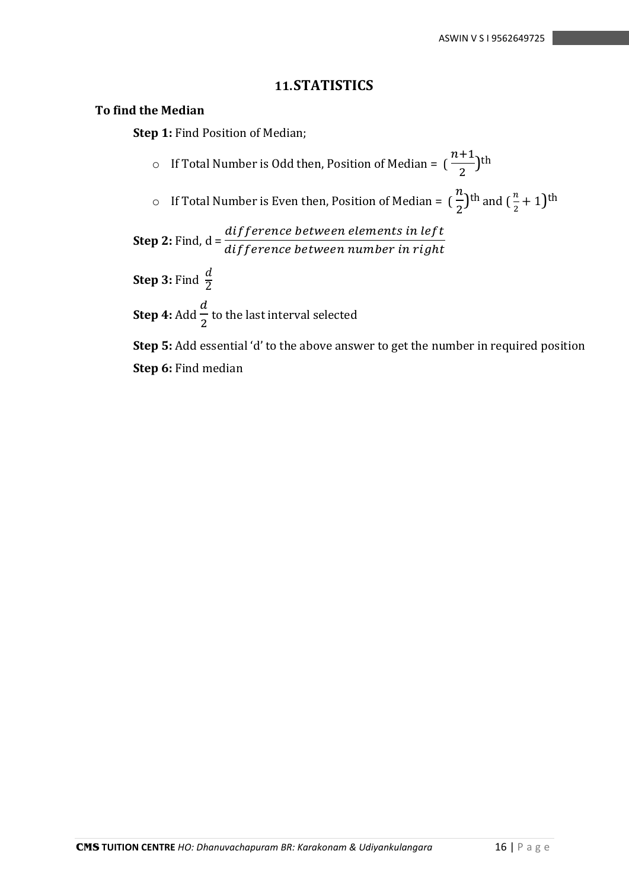# 11.STATISTICS

**To find the Median**

**Step 1:** Find Position of Median;

- If Total Number is Odd then, Position of Median = $(\frac{n+1}{2})^{\text{th}}$
- If Total Number is Even then, Position of Median = $(\frac{n}{2})^{\text{th}}$ and $(\frac{n}{2}+1)^{\text{th}}$

**Step 2:** Find, d = $\frac{difference\ between\ elements\ in\ left}{difference\ between\ number\ in\ right}$

**Step 3:** Find $\frac{d}{2}$

**Step 4:** Add $\frac{d}{2}$ to the last interval selected

**Step 5:** Add essential 'd' to the above answer to get the number in required position

**Step 6:** Find median